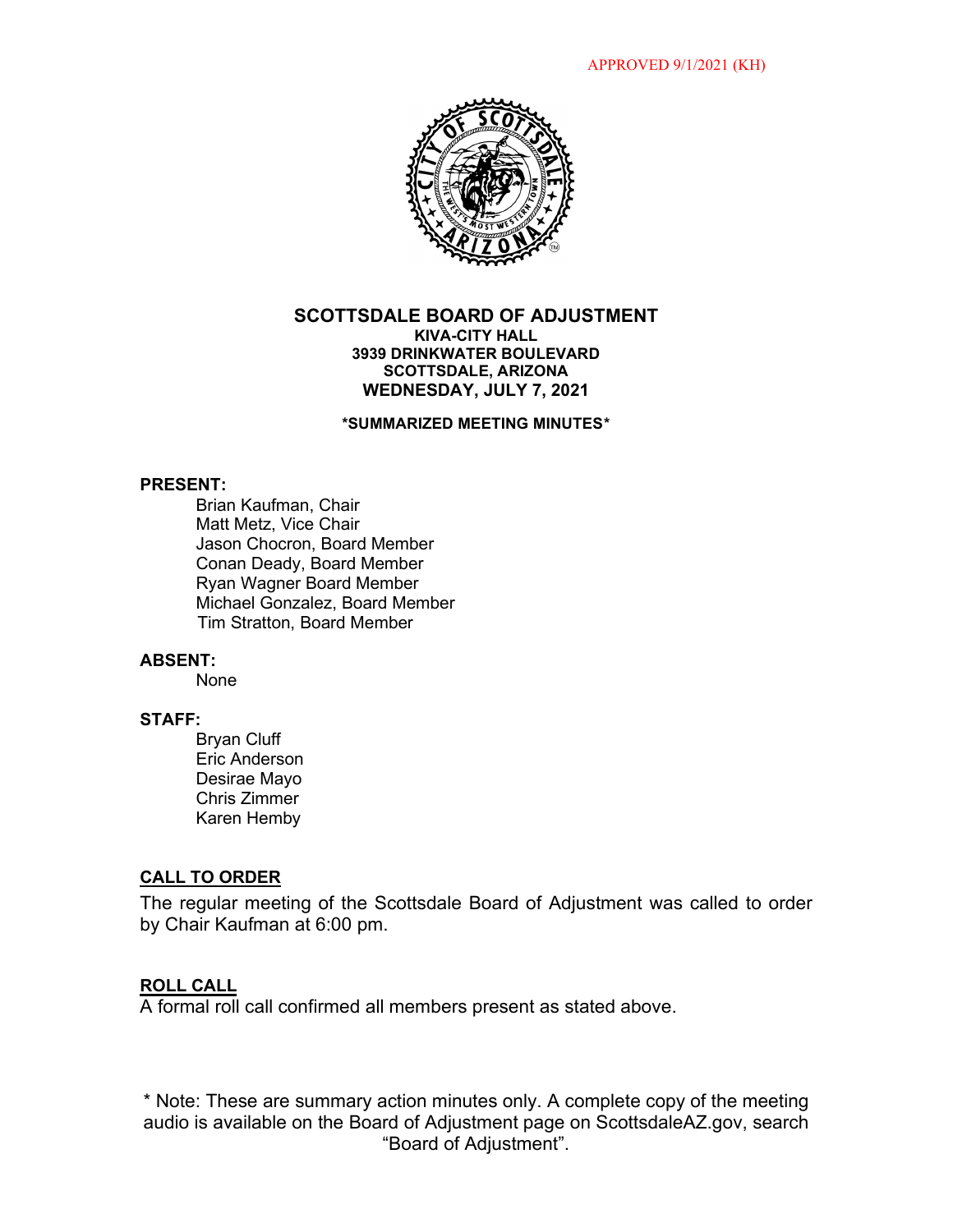APPROVED 9/1/2021 (KH)

# SCOTTSDALE BOARD OF ADJUSTMENT

**KIVA-CITY HALL**
**3939 DRINKWATER BOULEVARD**
**SCOTTSDALE, ARIZONA**
**WEDNESDAY, JULY 7, 2021**

**\*SUMMARIZED MEETING MINUTES\***

**PRESENT:**

Brian Kaufman, Chair
Matt Metz, Vice Chair
Jason Chocron, Board Member
Conan Deady, Board Member
Ryan Wagner Board Member
Michael Gonzalez, Board Member
Tim Stratton, Board Member

**ABSENT:**

None

**STAFF:**

Bryan Cluff
Eric Anderson
Desirae Mayo
Chris Zimmer
Karen Hemby

## CALL TO ORDER

The regular meeting of the Scottsdale Board of Adjustment was called to order by Chair Kaufman at 6:00 pm.

## ROLL CALL

A formal roll call confirmed all members present as stated above.

\* Note: These are summary action minutes only. A complete copy of the meeting audio is available on the Board of Adjustment page on ScottsdaleAZ.gov, search "Board of Adjustment".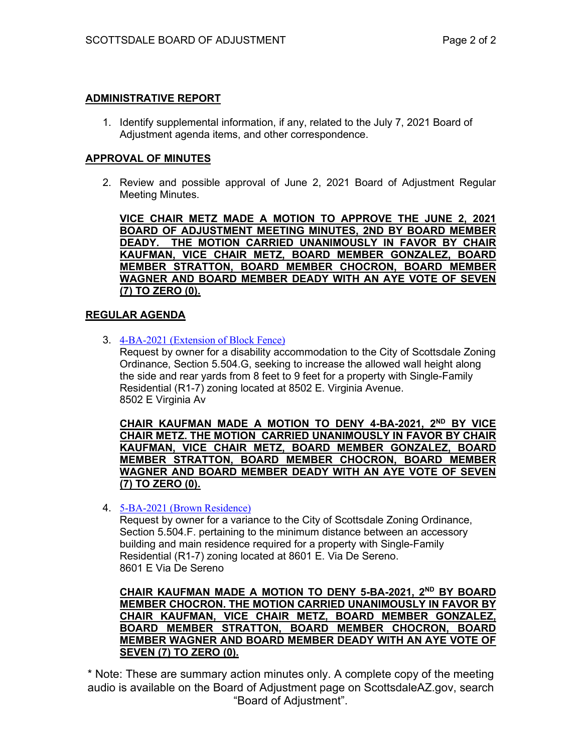## ADMINISTRATIVE REPORT

1. Identify supplemental information, if any, related to the July 7, 2021 Board of Adjustment agenda items, and other correspondence.

## APPROVAL OF MINUTES

2. Review and possible approval of June 2, 2021 Board of Adjustment Regular Meeting Minutes.

   **VICE CHAIR METZ MADE A MOTION TO APPROVE THE JUNE 2, 2021 BOARD OF ADJUSTMENT MEETING MINUTES, 2ND BY BOARD MEMBER DEADY. THE MOTION CARRIED UNANIMOUSLY IN FAVOR BY CHAIR KAUFMAN, VICE CHAIR METZ, BOARD MEMBER GONZALEZ, BOARD MEMBER STRATTON, BOARD MEMBER CHOCRON, BOARD MEMBER WAGNER AND BOARD MEMBER DEADY WITH AN AYE VOTE OF SEVEN (7) TO ZERO (0).**

## REGULAR AGENDA

3. 4-BA-2021 (Extension of Block Fence)
   Request by owner for a disability accommodation to the City of Scottsdale Zoning Ordinance, Section 5.504.G, seeking to increase the allowed wall height along the side and rear yards from 8 feet to 9 feet for a property with Single-Family Residential (R1-7) zoning located at 8502 E. Virginia Avenue.
   8502 E Virginia Av

   **CHAIR KAUFMAN MADE A MOTION TO DENY 4-BA-2021, 2ND BY VICE CHAIR METZ. THE MOTION CARRIED UNANIMOUSLY IN FAVOR BY CHAIR KAUFMAN, VICE CHAIR METZ, BOARD MEMBER GONZALEZ, BOARD MEMBER STRATTON, BOARD MEMBER CHOCRON, BOARD MEMBER WAGNER AND BOARD MEMBER DEADY WITH AN AYE VOTE OF SEVEN (7) TO ZERO (0).**

4. 5-BA-2021 (Brown Residence)
   Request by owner for a variance to the City of Scottsdale Zoning Ordinance, Section 5.504.F. pertaining to the minimum distance between an accessory building and main residence required for a property with Single-Family Residential (R1-7) zoning located at 8601 E. Via De Sereno.
   8601 E Via De Sereno

   **CHAIR KAUFMAN MADE A MOTION TO DENY 5-BA-2021, 2ND BY BOARD MEMBER CHOCRON. THE MOTION CARRIED UNANIMOUSLY IN FAVOR BY CHAIR KAUFMAN, VICE CHAIR METZ, BOARD MEMBER GONZALEZ, BOARD MEMBER STRATTON, BOARD MEMBER CHOCRON, BOARD MEMBER WAGNER AND BOARD MEMBER DEADY WITH AN AYE VOTE OF SEVEN (7) TO ZERO (0).**

\* Note: These are summary action minutes only. A complete copy of the meeting audio is available on the Board of Adjustment page on ScottsdaleAZ.gov, search "Board of Adjustment".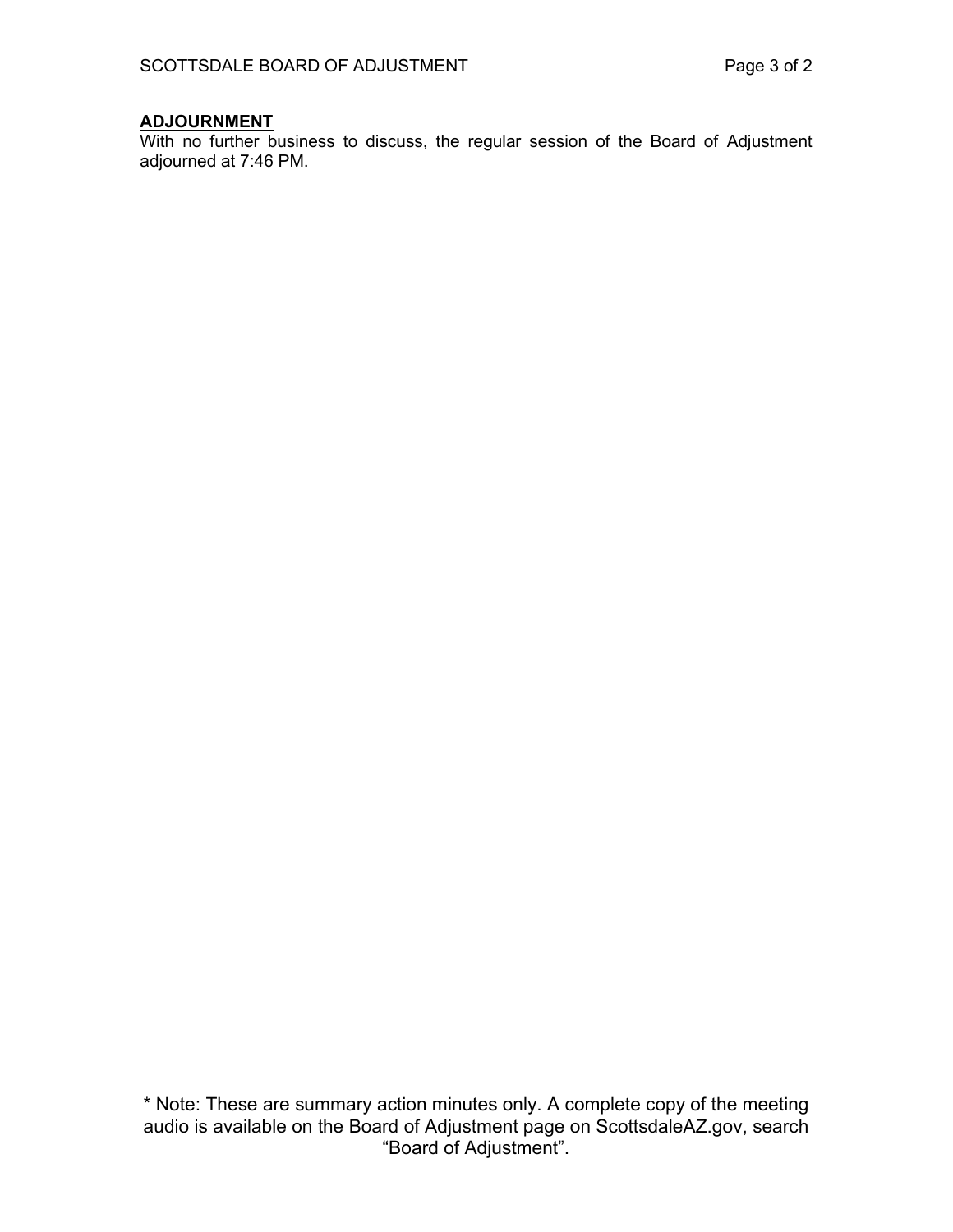**ADJOURNMENT**
With no further business to discuss, the regular session of the Board of Adjustment adjourned at 7:46 PM.

* Note: These are summary action minutes only. A complete copy of the meeting audio is available on the Board of Adjustment page on ScottsdaleAZ.gov, search "Board of Adjustment".